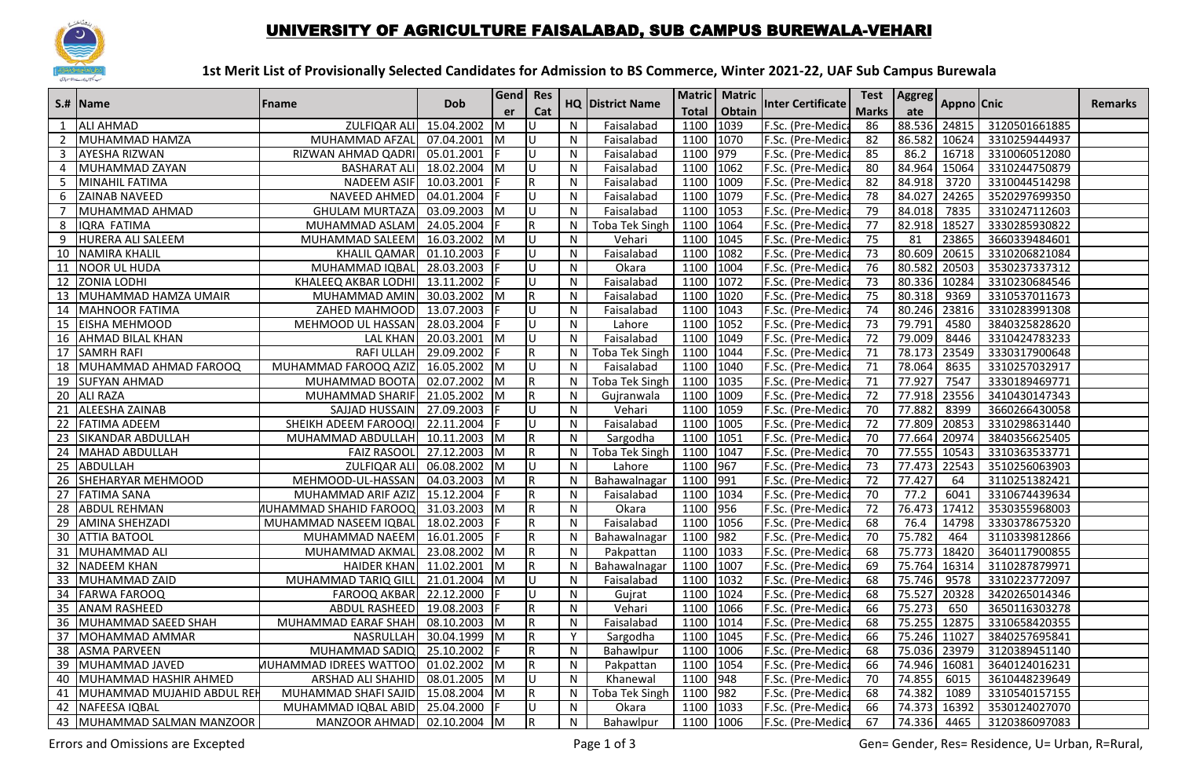# UNIVERSITY OF AGRICULTURE FAISALABAD, SUB CAMPUS BUREWALA-VEHARI

## 1st Merit List of Provisionally Selected Candidates for Admission to BS Commerce, Winter 2021-22, UAF Sub Campus Burewala

| S.# | Name | Fname | Dob | Gender | Res Cat | HQ | District Name | Matric Total | Matric Obtain | Inter Certificate | Test Marks | Aggregate | Appno | Cnic | Remarks |
|---|---|---|---|---|---|---|---|---|---|---|---|---|---|---|---|
| 1 | ALI AHMAD | ZULFIQAR ALI | 15.04.2002 | M | U | N | Faisalabad | 1100 | 1039 | F.Sc. (Pre-Medica | 86 | 88.536 | 24815 | 3120501661885 | |
| 2 | MUHAMMAD HAMZA | MUHAMMAD AFZAL | 07.04.2001 | M | U | N | Faisalabad | 1100 | 1070 | F.Sc. (Pre-Medica | 82 | 86.582 | 10624 | 3310259444937 | |
| 3 | AYESHA RIZWAN | RIZWAN AHMAD QADRI | 05.01.2001 | F | U | N | Faisalabad | 1100 | 979 | F.Sc. (Pre-Medica | 85 | 86.2 | 16718 | 3310060512080 | |
| 4 | MUHAMMAD ZAYAN | BASHARAT ALI | 18.02.2004 | M | U | N | Faisalabad | 1100 | 1062 | F.Sc. (Pre-Medica | 80 | 84.964 | 15064 | 3310244750879 | |
| 5 | MINAHIL FATIMA | NADEEM ASIF | 10.03.2001 | F | R | N | Faisalabad | 1100 | 1009 | F.Sc. (Pre-Medica | 82 | 84.918 | 3720 | 3310044514298 | |
| 6 | ZAINAB NAVEED | NAVEED AHMED | 04.01.2004 | F | U | N | Faisalabad | 1100 | 1079 | F.Sc. (Pre-Medica | 78 | 84.027 | 24265 | 3520297699350 | |
| 7 | MUHAMMAD AHMAD | GHULAM MURTAZA | 03.09.2003 | M | U | N | Faisalabad | 1100 | 1053 | F.Sc. (Pre-Medica | 79 | 84.018 | 7835 | 3310247112603 | |
| 8 | IQRA FATIMA | MUHAMMAD ASLAM | 24.05.2004 | F | R | N | Toba Tek Singh | 1100 | 1064 | F.Sc. (Pre-Medica | 77 | 82.918 | 18527 | 3330285930822 | |
| 9 | HURERA ALI SALEEM | MUHAMMAD SALEEM | 16.03.2002 | M | U | N | Vehari | 1100 | 1045 | F.Sc. (Pre-Medica | 75 | 81 | 23865 | 3660339484601 | |
| 10 | NAMIRA KHALIL | KHALIL QAMAR | 01.10.2003 | F | U | N | Faisalabad | 1100 | 1082 | F.Sc. (Pre-Medica | 73 | 80.609 | 20615 | 3310206821084 | |
| 11 | NOOR UL HUDA | MUHAMMAD IQBAL | 28.03.2003 | F | U | N | Okara | 1100 | 1004 | F.Sc. (Pre-Medica | 76 | 80.582 | 20503 | 3530237337312 | |
| 12 | ZONIA LODHI | KHALEEQ AKBAR LODHI | 13.11.2002 | F | U | N | Faisalabad | 1100 | 1072 | F.Sc. (Pre-Medica | 73 | 80.336 | 10284 | 3310230684546 | |
| 13 | MUHAMMAD HAMZA UMAIR | MUHAMMAD AMIN | 30.03.2002 | M | R | N | Faisalabad | 1100 | 1020 | F.Sc. (Pre-Medica | 75 | 80.318 | 9369 | 3310537011673 | |
| 14 | MAHNOOR FATIMA | ZAHED MAHMOOD | 13.07.2003 | F | U | N | Faisalabad | 1100 | 1043 | F.Sc. (Pre-Medica | 74 | 80.246 | 23816 | 3310283991308 | |
| 15 | EISHA MEHMOOD | MEHMOOD UL HASSAN | 28.03.2004 | F | U | N | Lahore | 1100 | 1052 | F.Sc. (Pre-Medica | 73 | 79.791 | 4580 | 3840325828620 | |
| 16 | AHMAD BILAL KHAN | LAL KHAN | 20.03.2001 | M | U | N | Faisalabad | 1100 | 1049 | F.Sc. (Pre-Medica | 72 | 79.009 | 8446 | 3310424783233 | |
| 17 | SAMRH RAFI | RAFI ULLAH | 29.09.2002 | F | R | N | Toba Tek Singh | 1100 | 1044 | F.Sc. (Pre-Medica | 71 | 78.173 | 23549 | 3330317900648 | |
| 18 | MUHAMMAD AHMAD FAROOQ | MUHAMMAD FAROOQ AZIZ | 16.05.2002 | M | U | N | Faisalabad | 1100 | 1040 | F.Sc. (Pre-Medica | 71 | 78.064 | 8635 | 3310257032917 | |
| 19 | SUFYAN AHMAD | MUHAMMAD BOOTA | 02.07.2002 | M | R | N | Toba Tek Singh | 1100 | 1035 | F.Sc. (Pre-Medica | 71 | 77.927 | 7547 | 3330189469771 | |
| 20 | ALI RAZA | MUHAMMAD SHARIF | 21.05.2002 | M | R | N | Gujranwala | 1100 | 1009 | F.Sc. (Pre-Medica | 72 | 77.918 | 23556 | 3410430147343 | |
| 21 | ALEESHA ZAINAB | SAJJAD HUSSAIN | 27.09.2003 | F | U | N | Vehari | 1100 | 1059 | F.Sc. (Pre-Medica | 70 | 77.882 | 8399 | 3660266430058 | |
| 22 | FATIMA ADEEM | SHEIKH ADEEM FAROOQI | 22.11.2004 | F | U | N | Faisalabad | 1100 | 1005 | F.Sc. (Pre-Medica | 72 | 77.809 | 20853 | 3310298631440 | |
| 23 | SIKANDAR ABDULLAH | MUHAMMAD ABDULLAH | 10.11.2003 | M | R | N | Sargodha | 1100 | 1051 | F.Sc. (Pre-Medica | 70 | 77.664 | 20974 | 3840356625405 | |
| 24 | MAHAD ABDULLAH | FAIZ RASOOL | 27.12.2003 | M | R | N | Toba Tek Singh | 1100 | 1047 | F.Sc. (Pre-Medica | 70 | 77.555 | 10543 | 3310363533771 | |
| 25 | ABDULLAH | ZULFIQAR ALI | 06.08.2002 | M | U | N | Lahore | 1100 | 967 | F.Sc. (Pre-Medica | 73 | 77.473 | 22543 | 3510256063903 | |
| 26 | SHEHARYAR MEHMOOD | MEHMOOD-UL-HASSAN | 04.03.2003 | M | R | N | Bahawalnagar | 1100 | 991 | F.Sc. (Pre-Medica | 72 | 77.427 | 64 | 3110251382421 | |
| 27 | FATIMA SANA | MUHAMMAD ARIF AZIZ | 15.12.2004 | F | R | N | Faisalabad | 1100 | 1034 | F.Sc. (Pre-Medica | 70 | 77.2 | 6041 | 3310674439634 | |
| 28 | ABDUL REHMAN | MUHAMMAD SHAHID FAROOQ | 31.03.2003 | M | R | N | Okara | 1100 | 956 | F.Sc. (Pre-Medica | 72 | 76.473 | 17412 | 3530355968003 | |
| 29 | AMINA SHEHZADI | MUHAMMAD NASEEM IQBAL | 18.02.2003 | F | R | N | Faisalabad | 1100 | 1056 | F.Sc. (Pre-Medica | 68 | 76.4 | 14798 | 3330378675320 | |
| 30 | ATTIA BATOOL | MUHAMMAD NAEEM | 16.01.2005 | F | R | N | Bahawalnagar | 1100 | 982 | F.Sc. (Pre-Medica | 70 | 75.782 | 464 | 3110339812866 | |
| 31 | MUHAMMAD ALI | MUHAMMAD AKMAL | 23.08.2002 | M | R | N | Pakpattan | 1100 | 1033 | F.Sc. (Pre-Medica | 68 | 75.773 | 18420 | 3640117900855 | |
| 32 | NADEEM KHAN | HAIDER KHAN | 11.02.2001 | M | R | N | Bahawalnagar | 1100 | 1007 | F.Sc. (Pre-Medica | 69 | 75.764 | 16314 | 3110287879971 | |
| 33 | MUHAMMAD ZAID | MUHAMMAD TARIQ GILL | 21.01.2004 | M | U | N | Faisalabad | 1100 | 1032 | F.Sc. (Pre-Medica | 68 | 75.746 | 9578 | 3310223772097 | |
| 34 | FARWA FAROOQ | FAROOQ AKBAR | 22.12.2000 | F | U | N | Gujrat | 1100 | 1024 | F.Sc. (Pre-Medica | 68 | 75.527 | 20328 | 3420265014346 | |
| 35 | ANAM RASHEED | ABDUL RASHEED | 19.08.2003 | F | R | N | Vehari | 1100 | 1066 | F.Sc. (Pre-Medica | 66 | 75.273 | 650 | 3650116303278 | |
| 36 | MUHAMMAD SAEED SHAH | MUHAMMAD EARAF SHAH | 08.10.2003 | M | R | N | Faisalabad | 1100 | 1014 | F.Sc. (Pre-Medica | 68 | 75.255 | 12875 | 3310658420355 | |
| 37 | MOHAMMAD AMMAR | NASRULLAH | 30.04.1999 | M | R | Y | Sargodha | 1100 | 1045 | F.Sc. (Pre-Medica | 66 | 75.246 | 11027 | 3840257695841 | |
| 38 | ASMA PARVEEN | MUHAMMAD SADIQ | 25.10.2002 | F | R | N | Bahawlpur | 1100 | 1006 | F.Sc. (Pre-Medica | 68 | 75.036 | 23979 | 3120389451140 | |
| 39 | MUHAMMAD JAVED | MUHAMMAD IDREES WATTOO | 01.02.2002 | M | R | N | Pakpattan | 1100 | 1054 | F.Sc. (Pre-Medica | 66 | 74.946 | 16081 | 3640124016231 | |
| 40 | MUHAMMAD HASHIR AHMED | ARSHAD ALI SHAHID | 08.01.2005 | M | U | N | Khanewal | 1100 | 948 | F.Sc. (Pre-Medica | 70 | 74.855 | 6015 | 3610448239649 | |
| 41 | MUHAMMAD MUJAHID ABDUL REH | MUHAMMAD SHAFI SAJID | 15.08.2004 | M | R | N | Toba Tek Singh | 1100 | 982 | F.Sc. (Pre-Medica | 68 | 74.382 | 1089 | 3310540157155 | |
| 42 | NAFEESA IQBAL | MUHAMMAD IQBAL ABID | 25.04.2000 | F | U | N | Okara | 1100 | 1033 | F.Sc. (Pre-Medica | 66 | 74.373 | 16392 | 3530124027070 | |
| 43 | MUHAMMAD SALMAN MANZOOR | MANZOOR AHMAD | 02.10.2004 | M | R | N | Bahawlpur | 1100 | 1006 | F.Sc. (Pre-Medica | 67 | 74.336 | 4465 | 3120386097083 | |

Errors and Omissions are Excepted

Gen= Gender, Res= Residence, U= Urban, R=Rural,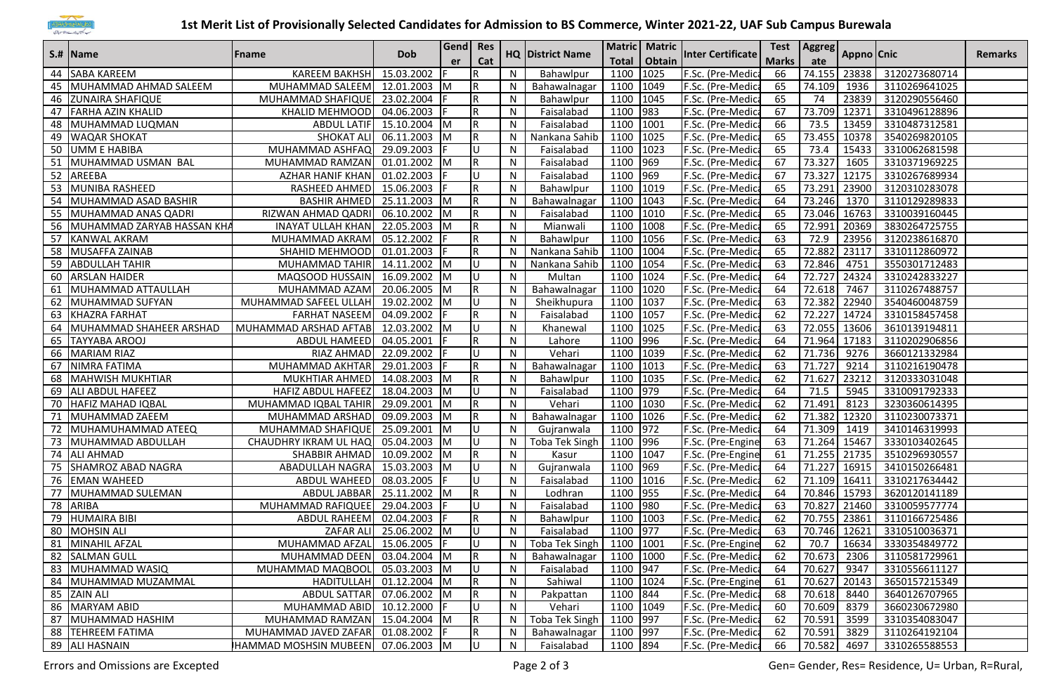# 1st Merit List of Provisionally Selected Candidates for Admission to BS Commerce, Winter 2021-22, UAF Sub Campus Burewala

| S.# | Name | Fname | Dob | Gender | Res Cat | HQ | District Name | Matric Total | Matric Obtain | Inter Certificate | Test Marks | Aggregate | Appno | Cnic | Remarks |
|---|---|---|---|---|---|---|---|---|---|---|---|---|---|---|---|
| 44 | SABA KAREEM | KAREEM BAKHSH | 15.03.2002 | F | R | N | Bahawlpur | 1100 | 1025 | F.Sc. (Pre-Medica | 66 | 74.155 | 23838 | 3120273680714 | |
| 45 | MUHAMMAD AHMAD SALEEM | MUHAMMAD SALEEM | 12.01.2003 | M | R | N | Bahawalnagar | 1100 | 1049 | F.Sc. (Pre-Medica | 65 | 74.109 | 1936 | 3110269641025 | |
| 46 | ZUNAIRA SHAFIQUE | MUHAMMAD SHAFIQUE | 23.02.2004 | F | R | N | Bahawlpur | 1100 | 1045 | F.Sc. (Pre-Medica | 65 | 74 | 23839 | 3120290556460 | |
| 47 | FARHA AZIN KHALID | KHALID MEHMOOD | 04.06.2003 | F | R | N | Faisalabad | 1100 | 983 | F.Sc. (Pre-Medica | 67 | 73.709 | 12371 | 3310496128896 | |
| 48 | MUHAMMAD LUQMAN | ABDUL LATIF | 15.10.2004 | M | R | N | Faisalabad | 1100 | 1001 | F.Sc. (Pre-Medica | 66 | 73.5 | 13459 | 3310487312581 | |
| 49 | WAQAR SHOKAT | SHOKAT ALI | 06.11.2003 | M | R | N | Nankana Sahib | 1100 | 1025 | F.Sc. (Pre-Medica | 65 | 73.455 | 10378 | 3540269820105 | |
| 50 | UMM E HABIBA | MUHAMMAD ASHFAQ | 29.09.2003 | F | U | N | Faisalabad | 1100 | 1023 | F.Sc. (Pre-Medica | 65 | 73.4 | 15433 | 3310062681598 | |
| 51 | MUHAMMAD USMAN BAL | MUHAMMAD RAMZAN | 01.01.2002 | M | R | N | Faisalabad | 1100 | 969 | F.Sc. (Pre-Medica | 67 | 73.327 | 1605 | 3310371969225 | |
| 52 | AREEBA | AZHAR HANIF KHAN | 01.02.2003 | F | U | N | Faisalabad | 1100 | 969 | F.Sc. (Pre-Medica | 67 | 73.327 | 12175 | 3310267689934 | |
| 53 | MUNIBA RASHEED | RASHEED AHMED | 15.06.2003 | F | R | N | Bahawlpur | 1100 | 1019 | F.Sc. (Pre-Medica | 65 | 73.291 | 23900 | 3120310283078 | |
| 54 | MUHAMMAD ASAD BASHIR | BASHIR AHMED | 25.11.2003 | M | R | N | Bahawalnagar | 1100 | 1043 | F.Sc. (Pre-Medica | 64 | 73.246 | 1370 | 3110129289833 | |
| 55 | MUHAMMAD ANAS QADRI | RIZWAN AHMAD QADRI | 06.10.2002 | M | R | N | Faisalabad | 1100 | 1010 | F.Sc. (Pre-Medica | 65 | 73.046 | 16763 | 3310039160445 | |
| 56 | MUHAMMAD ZARYAB HASSAN KHA | INAYAT ULLAH KHAN | 22.05.2003 | M | R | N | Mianwali | 1100 | 1008 | F.Sc. (Pre-Medica | 65 | 72.991 | 20369 | 3830264725755 | |
| 57 | KANWAL AKRAM | MUHAMMAD AKRAM | 05.12.2002 | F | R | N | Bahawlpur | 1100 | 1056 | F.Sc. (Pre-Medica | 63 | 72.9 | 23956 | 3120238616870 | |
| 58 | MUSAFFA ZAINAB | SHAHID MEHMOOD | 01.01.2003 | F | R | N | Nankana Sahib | 1100 | 1004 | F.Sc. (Pre-Medica | 65 | 72.882 | 23117 | 3310112860972 | |
| 59 | ABDULLAH TAHIR | MUHAMMAD TAHIR | 14.11.2002 | M | U | N | Nankana Sahib | 1100 | 1054 | F.Sc. (Pre-Medica | 63 | 72.846 | 4751 | 3550301712483 | |
| 60 | ARSLAN HAIDER | MAQSOOD HUSSAIN | 16.09.2002 | M | U | N | Multan | 1100 | 1024 | F.Sc. (Pre-Medica | 64 | 72.727 | 24324 | 3310242833227 | |
| 61 | MUHAMMAD ATTAULLAH | MUHAMMAD AZAM | 20.06.2005 | M | R | N | Bahawalnagar | 1100 | 1020 | F.Sc. (Pre-Medica | 64 | 72.618 | 7467 | 3110267488757 | |
| 62 | MUHAMMAD SUFYAN | MUHAMMAD SAFEEL ULLAH | 19.02.2002 | M | U | N | Sheikhupura | 1100 | 1037 | F.Sc. (Pre-Medica | 63 | 72.382 | 22940 | 3540460048759 | |
| 63 | KHAZRA FARHAT | FARHAT NASEEM | 04.09.2002 | F | R | N | Faisalabad | 1100 | 1057 | F.Sc. (Pre-Medica | 62 | 72.227 | 14724 | 3310158457458 | |
| 64 | MUHAMMAD SHAHEER ARSHAD | MUHAMMAD ARSHAD AFTAB | 12.03.2002 | M | U | N | Khanewal | 1100 | 1025 | F.Sc. (Pre-Medica | 63 | 72.055 | 13606 | 3610139194811 | |
| 65 | TAYYABA AROOJ | ABDUL HAMEED | 04.05.2001 | F | R | N | Lahore | 1100 | 996 | F.Sc. (Pre-Medica | 64 | 71.964 | 17183 | 3110202906856 | |
| 66 | MARIAM RIAZ | RIAZ AHMAD | 22.09.2002 | F | U | N | Vehari | 1100 | 1039 | F.Sc. (Pre-Medica | 62 | 71.736 | 9276 | 3660121332984 | |
| 67 | NIMRA FATIMA | MUHAMMAD AKHTAR | 29.01.2003 | F | R | N | Bahawalnagar | 1100 | 1013 | F.Sc. (Pre-Medica | 63 | 71.727 | 9214 | 3110216190478 | |
| 68 | MAHWISH MUKHTIAR | MUKHTIAR AHMED | 14.08.2003 | M | R | N | Bahawlpur | 1100 | 1035 | F.Sc. (Pre-Medica | 62 | 71.627 | 23212 | 3120333031048 | |
| 69 | ALI ABDUL HAFEEZ | HAFIZ ABDUL HAFEEZ | 18.04.2003 | M | U | N | Faisalabad | 1100 | 979 | F.Sc. (Pre-Medica | 64 | 71.5 | 5945 | 3310091792333 | |
| 70 | HAFIZ MAHAD IQBAL | MUHAMMAD IQBAL TAHIR | 29.09.2001 | M | R | N | Vehari | 1100 | 1030 | F.Sc. (Pre-Medica | 62 | 71.491 | 8123 | 3230360614395 | |
| 71 | MUHAMMAD ZAEEM | MUHAMMAD ARSHAD | 09.09.2003 | M | R | N | Bahawalnagar | 1100 | 1026 | F.Sc. (Pre-Medica | 62 | 71.382 | 12320 | 3110230073371 | |
| 72 | MUHAMUHAMMAD ATEEQ | MUHAMMAD SHAFIQUE | 25.09.2001 | M | U | N | Gujranwala | 1100 | 972 | F.Sc. (Pre-Medica | 64 | 71.309 | 1419 | 3410146319993 | |
| 73 | MUHAMMAD ABDULLAH | CHAUDHRY IKRAM UL HAQ | 05.04.2003 | M | U | N | Toba Tek Singh | 1100 | 996 | F.Sc. (Pre-Engine | 63 | 71.264 | 15467 | 3330103402645 | |
| 74 | ALI AHMAD | SHABBIR AHMAD | 10.09.2002 | M | R | N | Kasur | 1100 | 1047 | F.Sc. (Pre-Engine | 61 | 71.255 | 21735 | 3510296930557 | |
| 75 | SHAMROZ ABAD NAGRA | ABADULLAH NAGRA | 15.03.2003 | M | U | N | Gujranwala | 1100 | 969 | F.Sc. (Pre-Medica | 64 | 71.227 | 16915 | 3410150266481 | |
| 76 | EMAN WAHEED | ABDUL WAHEED | 08.03.2005 | F | U | N | Faisalabad | 1100 | 1016 | F.Sc. (Pre-Medica | 62 | 71.109 | 16411 | 3310217634442 | |
| 77 | MUHAMMAD SULEMAN | ABDUL JABBAR | 25.11.2002 | M | R | N | Lodhran | 1100 | 955 | F.Sc. (Pre-Medica | 64 | 70.846 | 15793 | 3620120141189 | |
| 78 | ARIBA | MUHAMMAD RAFIQUEE | 29.04.2003 | F | U | N | Faisalabad | 1100 | 980 | F.Sc. (Pre-Medica | 63 | 70.827 | 21460 | 3310059577774 | |
| 79 | HUMAIRA BIBI | ABDUL RAHEEM | 02.04.2003 | F | R | N | Bahawlpur | 1100 | 1003 | F.Sc. (Pre-Medica | 62 | 70.755 | 23861 | 3110166725486 | |
| 80 | MOHSIN ALI | ZAFAR ALI | 25.06.2002 | M | U | N | Faisalabad | 1100 | 977 | F.Sc. (Pre-Medica | 63 | 70.746 | 12621 | 3310510036371 | |
| 81 | MINAHIL AFZAL | MUHAMMAD AFZAL | 15.06.2005 | F | U | N | Toba Tek Singh | 1100 | 1001 | F.Sc. (Pre-Engine | 62 | 70.7 | 16634 | 3330354849772 | |
| 82 | SALMAN GULL | MUHAMMAD DEEN | 03.04.2004 | M | R | N | Bahawalnagar | 1100 | 1000 | F.Sc. (Pre-Medica | 62 | 70.673 | 2306 | 3110581729961 | |
| 83 | MUHAMMAD WASIQ | MUHAMMAD MAQBOOL | 05.03.2003 | M | U | N | Faisalabad | 1100 | 947 | F.Sc. (Pre-Medica | 64 | 70.627 | 9347 | 3310556611127 | |
| 84 | MUHAMMAD MUZAMMAL | HADITULLAH | 01.12.2004 | M | R | N | Sahiwal | 1100 | 1024 | F.Sc. (Pre-Engine | 61 | 70.627 | 20143 | 3650157215349 | |
| 85 | ZAIN ALI | ABDUL SATTAR | 07.06.2002 | M | R | N | Pakpattan | 1100 | 844 | F.Sc. (Pre-Medica | 68 | 70.618 | 8440 | 3640126707965 | |
| 86 | MARYAM ABID | MUHAMMAD ABID | 10.12.2000 | F | U | N | Vehari | 1100 | 1049 | F.Sc. (Pre-Medica | 60 | 70.609 | 8379 | 3660230672980 | |
| 87 | MUHAMMAD HASHIM | MUHAMMAD RAMZAN | 15.04.2004 | M | R | N | Toba Tek Singh | 1100 | 997 | F.Sc. (Pre-Medica | 62 | 70.591 | 3599 | 3310354083047 | |
| 88 | TEHREEM FATIMA | MUHAMMAD JAVED ZAFAR | 01.08.2002 | F | R | N | Bahawalnagar | 1100 | 997 | F.Sc. (Pre-Medica | 62 | 70.591 | 3829 | 3110264192104 | |
| 89 | ALI HASNAIN | HAMMAD MOSHSIN MUBEEN | 07.06.2003 | M | U | N | Faisalabad | 1100 | 894 | F.Sc. (Pre-Medica | 66 | 70.582 | 4697 | 3310265588553 | |

Errors and Omissions are Excepted

Gen= Gender, Res= Residence, U= Urban, R=Rural,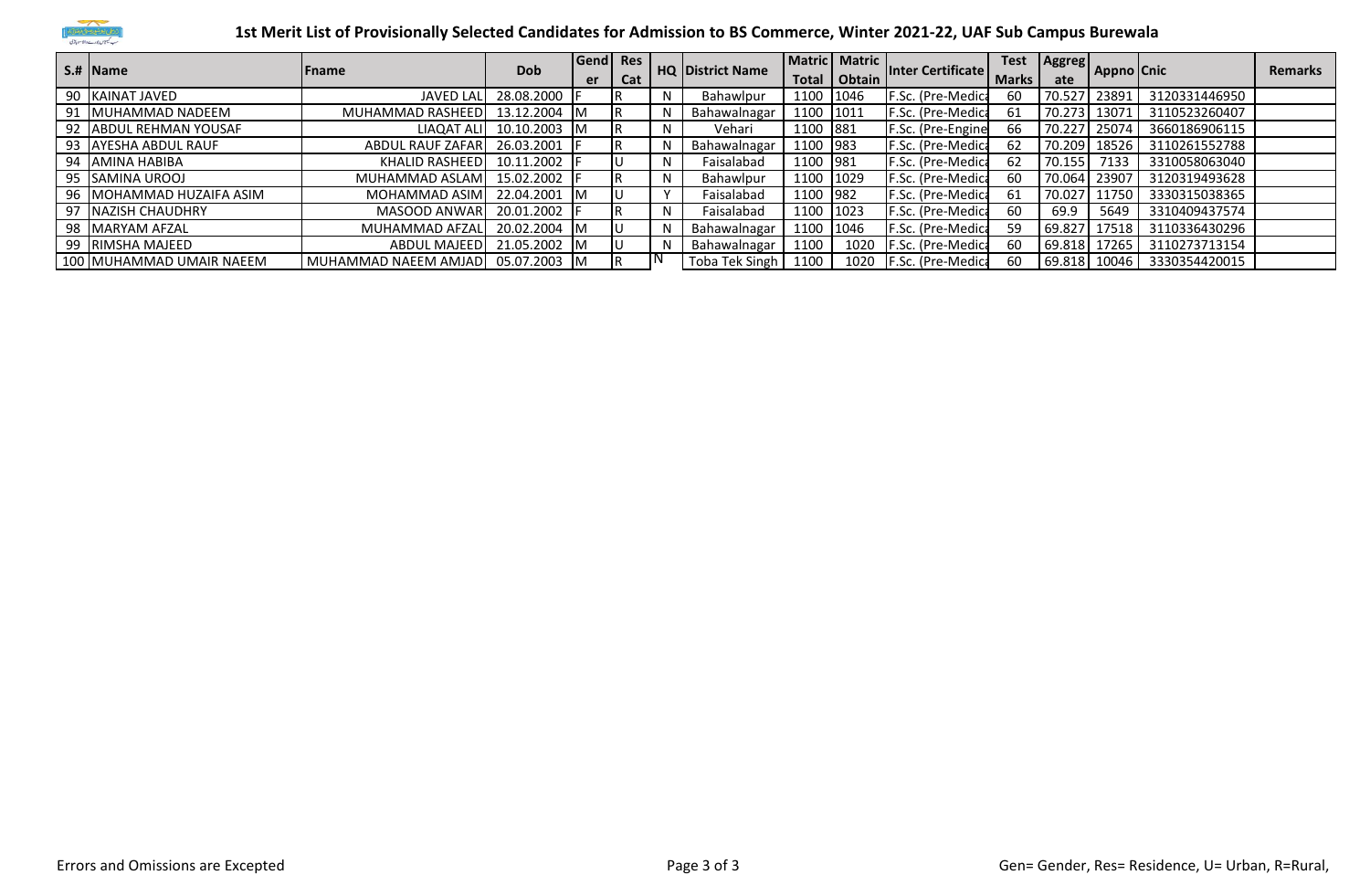# 1st Merit List of Provisionally Selected Candidates for Admission to BS Commerce, Winter 2021-22, UAF Sub Campus Burewala

| S.# | Name | Fname | Dob | Gender | Res Cat | HQ | District Name | Matric Total | Matric Obtain | Inter Certificate | Test Marks | Aggregate | Appno | Cnic | Remarks |
|---|---|---|---|---|---|---|---|---|---|---|---|---|---|---|---|
| 90 | KAINAT JAVED | JAVED LAL | 28.08.2000 | F | R | N | Bahawlpur | 1100 | 1046 | F.Sc. (Pre-Medica | 60 | 70.527 | 23891 | 3120331446950 | |
| 91 | MUHAMMAD NADEEM | MUHAMMAD RASHEED | 13.12.2004 | M | R | N | Bahawalnagar | 1100 | 1011 | F.Sc. (Pre-Medica | 61 | 70.273 | 13071 | 3110523260407 | |
| 92 | ABDUL REHMAN YOUSAF | LIAQAT ALI | 10.10.2003 | M | R | N | Vehari | 1100 | 881 | F.Sc. (Pre-Engine | 66 | 70.227 | 25074 | 3660186906115 | |
| 93 | AYESHA ABDUL RAUF | ABDUL RAUF ZAFAR | 26.03.2001 | F | R | N | Bahawalnagar | 1100 | 983 | F.Sc. (Pre-Medica | 62 | 70.209 | 18526 | 3110261552788 | |
| 94 | AMINA HABIBA | KHALID RASHEED | 10.11.2002 | F | U | N | Faisalabad | 1100 | 981 | F.Sc. (Pre-Medica | 62 | 70.155 | 7133 | 3310058063040 | |
| 95 | SAMINA UROOJ | MUHAMMAD ASLAM | 15.02.2002 | F | R | N | Bahawlpur | 1100 | 1029 | F.Sc. (Pre-Medica | 60 | 70.064 | 23907 | 3120319493628 | |
| 96 | MOHAMMAD HUZAIFA ASIM | MOHAMMAD ASIM | 22.04.2001 | M | U | Y | Faisalabad | 1100 | 982 | F.Sc. (Pre-Medica | 61 | 70.027 | 11750 | 3330315038365 | |
| 97 | NAZISH CHAUDHRY | MASOOD ANWAR | 20.01.2002 | F | R | N | Faisalabad | 1100 | 1023 | F.Sc. (Pre-Medica | 60 | 69.9 | 5649 | 3310409437574 | |
| 98 | MARYAM AFZAL | MUHAMMAD AFZAL | 20.02.2004 | M | U | N | Bahawalnagar | 1100 | 1046 | F.Sc. (Pre-Medica | 59 | 69.827 | 17518 | 3110336430296 | |
| 99 | RIMSHA MAJEED | ABDUL MAJEED | 21.05.2002 | M | U | N | Bahawalnagar | 1100 | 1020 | F.Sc. (Pre-Medica | 60 | 69.818 | 17265 | 3110273713154 | |
| 100 | MUHAMMAD UMAIR NAEEM | MUHAMMAD NAEEM AMJAD | 05.07.2003 | M | R | N | Toba Tek Singh | 1100 | 1020 | F.Sc. (Pre-Medica | 60 | 69.818 | 10046 | 3330354420015 | |

Errors and Omissions are Excepted

Gen= Gender, Res= Residence, U= Urban, R=Rural,